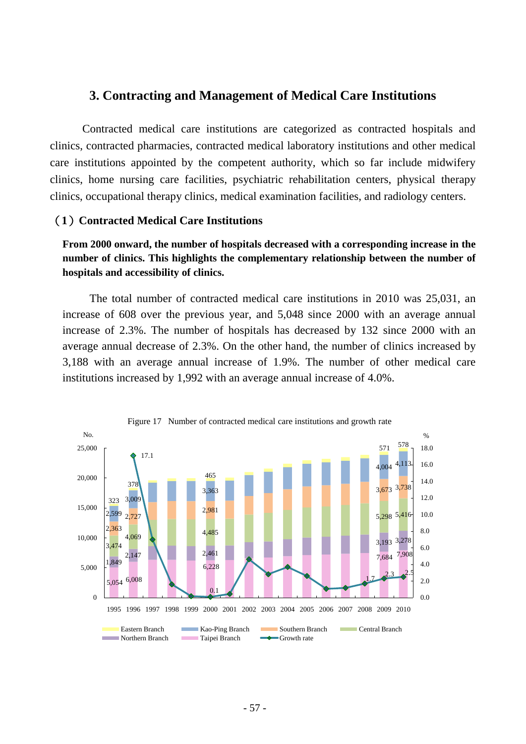## 3. Contracting and Management of Medical Care Institutions

Contracted medical care institutions are categorized as contracted hospitals and clinics, contracted pharmacies, contracted medical laboratory institutions and other medical care institutions appointed by the competent authority, which so far include midwifery clinics, home nursing care facilities, psychiatric rehabilitation centers, physical therapy clinics, occupational therapy clinics, medical examination facilities, and radiology centers.

### （1）Contracted Medical Care Institutions

**From 2000 onward, the number of hospitals decreased with a corresponding increase in the number of clinics. This highlights the complementary relationship between the number of hospitals and accessibility of clinics.**

The total number of contracted medical care institutions in 2010 was 25,031, an increase of 608 over the previous year, and 5,048 since 2000 with an average annual increase of 2.3%. The number of hospitals has decreased by 132 since 2000 with an average annual decrease of 2.3%. On the other hand, the number of clinics increased by 3,188 with an average annual increase of 1.9%. The number of other medical care institutions increased by 1,992 with an average annual increase of 4.0%.

Figure 17 Number of contracted medical care institutions and growth rate

| Year | Taipei Branch | Northern Branch | Central Branch | Southern Branch | Kao-Ping Branch | Eastern Branch | Growth rate (%) |
|---|---|---|---|---|---|---|---|
| 1995 | 5,054 | 1,849 | 3,474 | 2,363 | 2,599 | 323 | |
| 1996 | 6,008 | 2,147 | 4,069 | 2,727 | 3,009 | 378 | 17.1 |
| 2000 | 6,228 | 2,461 | 4,485 | 2,981 | 3,363 | 465 | 0.1 |
| 2008 | | | | | | | 1.7 |
| 2009 | 7,684 | 3,193 | 5,298 | 3,673 | 4,004 | 571 | 2.3 |
| 2010 | 7,908 | 3,278 | 5,416 | 3,738 | 4,113 | 578 | 2.5 |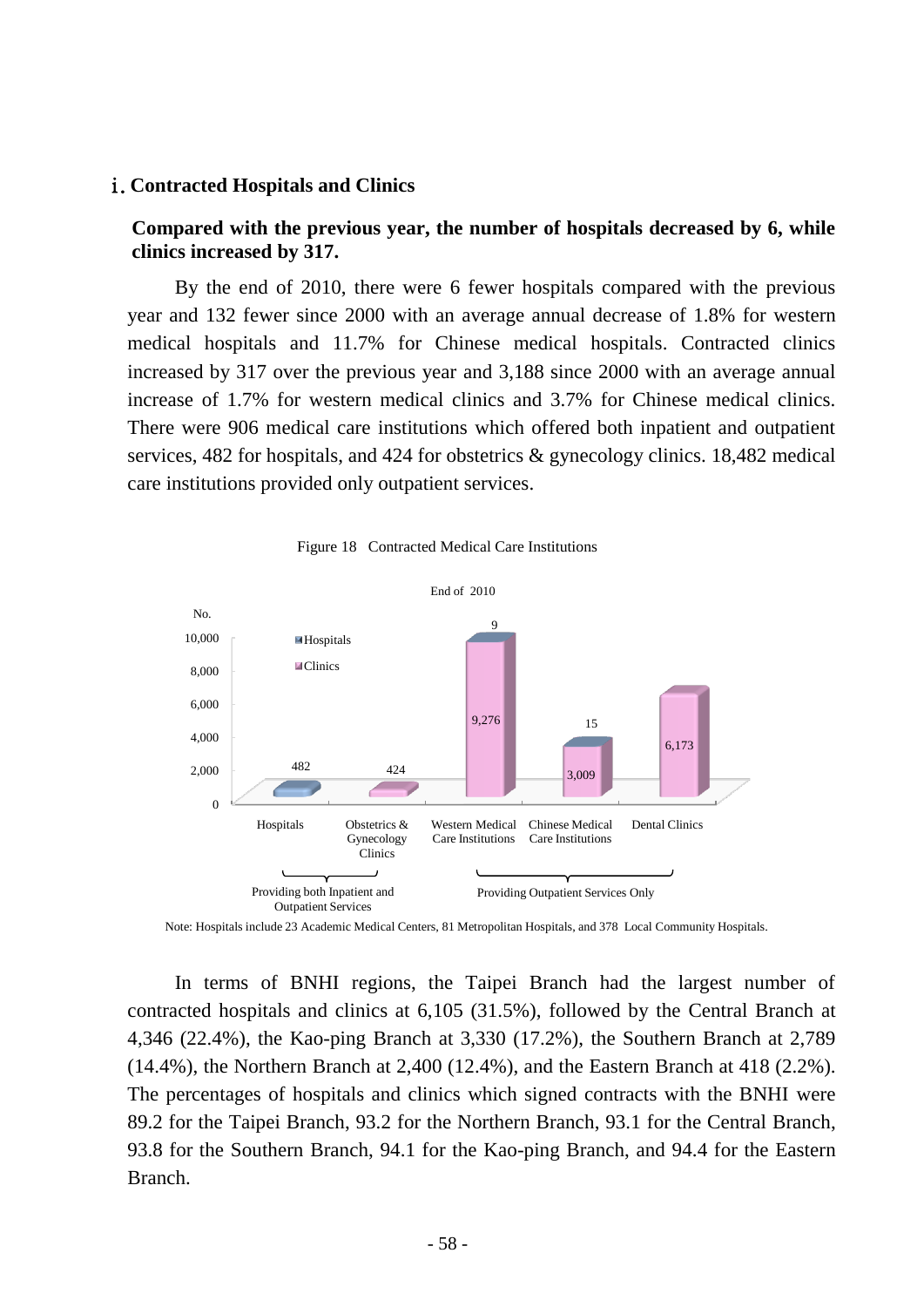## ⅰ. Contracted Hospitals and Clinics

**Compared with the previous year, the number of hospitals decreased by 6, while clinics increased by 317.**

By the end of 2010, there were 6 fewer hospitals compared with the previous year and 132 fewer since 2000 with an average annual decrease of 1.8% for western medical hospitals and 11.7% for Chinese medical hospitals. Contracted clinics increased by 317 over the previous year and 3,188 since 2000 with an average annual increase of 1.7% for western medical clinics and 3.7% for Chinese medical clinics. There were 906 medical care institutions which offered both inpatient and outpatient services, 482 for hospitals, and 424 for obstetrics & gynecology clinics. 18,482 medical care institutions provided only outpatient services.

Figure 18 Contracted Medical Care Institutions

End of 2010

| | Hospitals | Clinics |
|---|---|---|
| Hospitals | 482 | |
| Obstetrics & Gynecology Clinics | | 424 |
| Western Medical Care Institutions | 9 | 9,276 |
| Chinese Medical Care Institutions | 15 | 3,009 |
| Dental Clinics | | 6,173 |

Hospitals and Obstetrics & Gynecology Clinics: Providing both Inpatient and Outpatient Services. Western Medical Care Institutions, Chinese Medical Care Institutions and Dental Clinics: Providing Outpatient Services Only.

Note: Hospitals include 23 Academic Medical Centers, 81 Metropolitan Hospitals, and 378 Local Community Hospitals.

In terms of BNHI regions, the Taipei Branch had the largest number of contracted hospitals and clinics at 6,105 (31.5%), followed by the Central Branch at 4,346 (22.4%), the Kao-ping Branch at 3,330 (17.2%), the Southern Branch at 2,789 (14.4%), the Northern Branch at 2,400 (12.4%), and the Eastern Branch at 418 (2.2%). The percentages of hospitals and clinics which signed contracts with the BNHI were 89.2 for the Taipei Branch, 93.2 for the Northern Branch, 93.1 for the Central Branch, 93.8 for the Southern Branch, 94.1 for the Kao-ping Branch, and 94.4 for the Eastern Branch.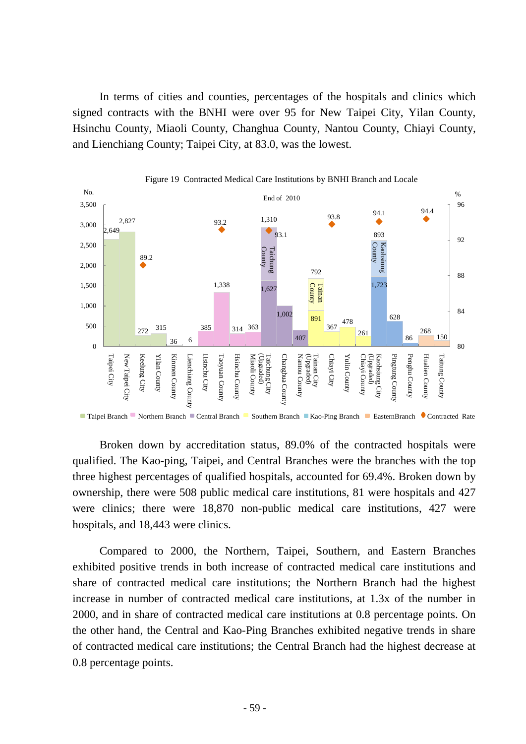In terms of cities and counties, percentages of the hospitals and clinics which signed contracts with the BNHI were over 95 for New Taipei City, Yilan County, Hsinchu County, Miaoli County, Changhua County, Nantou County, Chiayi County, and Lienchiang County; Taipei City, at 83.0, was the lowest.

Figure 19 Contracted Medical Care Institutions by BNHI Branch and Locale

End of 2010

| Locale | Branch | No. |
|---|---|---|
| Taipei City | Taipei Branch | 2,649 |
| New Taipei City | Taipei Branch | 2,827 |
| Keelung City | Taipei Branch | 272 |
| Yilan County | Taipei Branch | 315 |
| Kinmen County | Taipei Branch | 36 |
| Lienchiang County | Taipei Branch | 6 |
| Hsinchu City | Northern Branch | 385 |
| Taoyuan County | Northern Branch | 1,338 |
| Hsinchu County | Northern Branch | 314 |
| Miaoli County | Northern Branch | 363 |
| Taichung City (Upgraded) | Central Branch | 1,627 (Taichung County: 1,310) |
| Changhua County | Central Branch | 1,002 |
| Nantou County | Central Branch | 407 |
| Tainan City (Upgraded) | Southern Branch | 891 (Tainan County: 792) |
| Chiayi City | Southern Branch | 367 |
| Yulin County | Southern Branch | 478 |
| Chiayi County | Southern Branch | 261 |
| Kaohsiung City (Upgraded) | Kao-Ping Branch | 1,723 (Kaohsiung County: 893) |
| Pingtung County | Kao-Ping Branch | 628 |
| Penghu County | Kao-Ping Branch | 86 |
| Hualien County | EasternBranch | 268 |
| Taitung County | EasternBranch | 150 |

| Branch | Contracted Rate (%) |
|---|---|
| Taipei Branch | 89.2 |
| Northern Branch | 93.2 |
| Central Branch | 93.1 |
| Southern Branch | 93.8 |
| Kao-Ping Branch | 94.1 |
| EasternBranch | 94.4 |

Broken down by accreditation status, 89.0% of the contracted hospitals were qualified. The Kao-ping, Taipei, and Central Branches were the branches with the top three highest percentages of qualified hospitals, accounted for 69.4%. Broken down by ownership, there were 508 public medical care institutions, 81 were hospitals and 427 were clinics; there were 18,870 non-public medical care institutions, 427 were hospitals, and 18,443 were clinics.

Compared to 2000, the Northern, Taipei, Southern, and Eastern Branches exhibited positive trends in both increase of contracted medical care institutions and share of contracted medical care institutions; the Northern Branch had the highest increase in number of contracted medical care institutions, at 1.3x of the number in 2000, and in share of contracted medical care institutions at 0.8 percentage points. On the other hand, the Central and Kao-Ping Branches exhibited negative trends in share of contracted medical care institutions; the Central Branch had the highest decrease at 0.8 percentage points.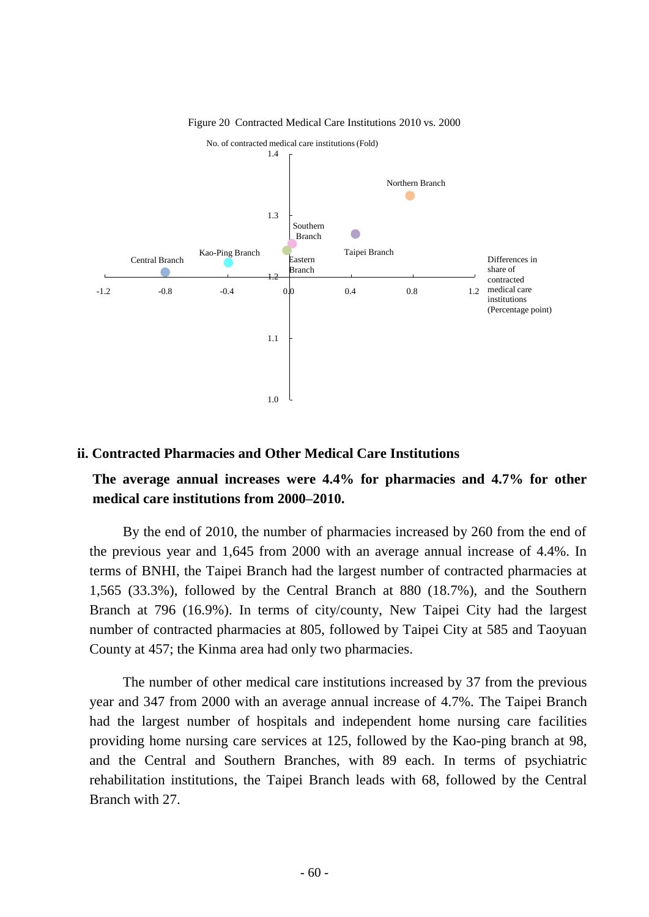Figure 20 Contracted Medical Care Institutions 2010 vs. 2000

## ii. Contracted Pharmacies and Other Medical Care Institutions

**The average annual increases were 4.4% for pharmacies and 4.7% for other medical care institutions from 2000–2010.**

By the end of 2010, the number of pharmacies increased by 260 from the end of the previous year and 1,645 from 2000 with an average annual increase of 4.4%. In terms of BNHI, the Taipei Branch had the largest number of contracted pharmacies at 1,565 (33.3%), followed by the Central Branch at 880 (18.7%), and the Southern Branch at 796 (16.9%). In terms of city/county, New Taipei City had the largest number of contracted pharmacies at 805, followed by Taipei City at 585 and Taoyuan County at 457; the Kinma area had only two pharmacies.

The number of other medical care institutions increased by 37 from the previous year and 347 from 2000 with an average annual increase of 4.7%. The Taipei Branch had the largest number of hospitals and independent home nursing care facilities providing home nursing care services at 125, followed by the Kao-ping branch at 98, and the Central and Southern Branches, with 89 each. In terms of psychiatric rehabilitation institutions, the Taipei Branch leads with 68, followed by the Central Branch with 27.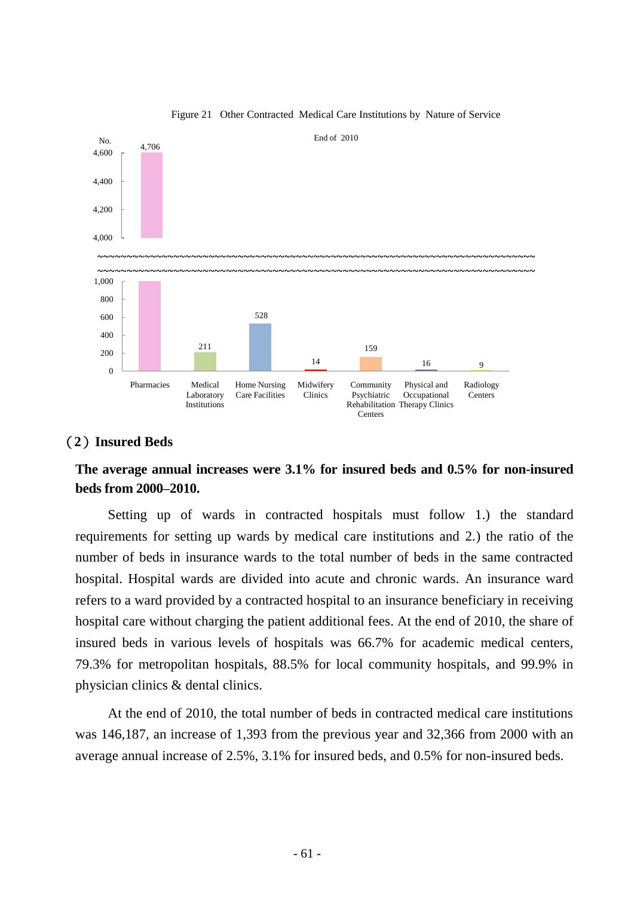Figure 21 Other Contracted Medical Care Institutions by Nature of Service

End of 2010

| Nature of Service | No. |
|---|---|
| Pharmacies | 4,706 |
| Medical Laboratory Institutions | 211 |
| Home Nursing Care Facilities | 528 |
| Midwifery Clinics | 14 |
| Community Psychiatric Rehabilitation Centers | 159 |
| Physical and Occupational Therapy Clinics | 16 |
| Radiology Centers | 9 |

## （2）Insured Beds

**The average annual increases were 3.1% for insured beds and 0.5% for non-insured beds from 2000–2010.**

Setting up of wards in contracted hospitals must follow 1.) the standard requirements for setting up wards by medical care institutions and 2.) the ratio of the number of beds in insurance wards to the total number of beds in the same contracted hospital. Hospital wards are divided into acute and chronic wards. An insurance ward refers to a ward provided by a contracted hospital to an insurance beneficiary in receiving hospital care without charging the patient additional fees. At the end of 2010, the share of insured beds in various levels of hospitals was 66.7% for academic medical centers, 79.3% for metropolitan hospitals, 88.5% for local community hospitals, and 99.9% in physician clinics & dental clinics.

At the end of 2010, the total number of beds in contracted medical care institutions was 146,187, an increase of 1,393 from the previous year and 32,366 from 2000 with an average annual increase of 2.5%, 3.1% for insured beds, and 0.5% for non-insured beds.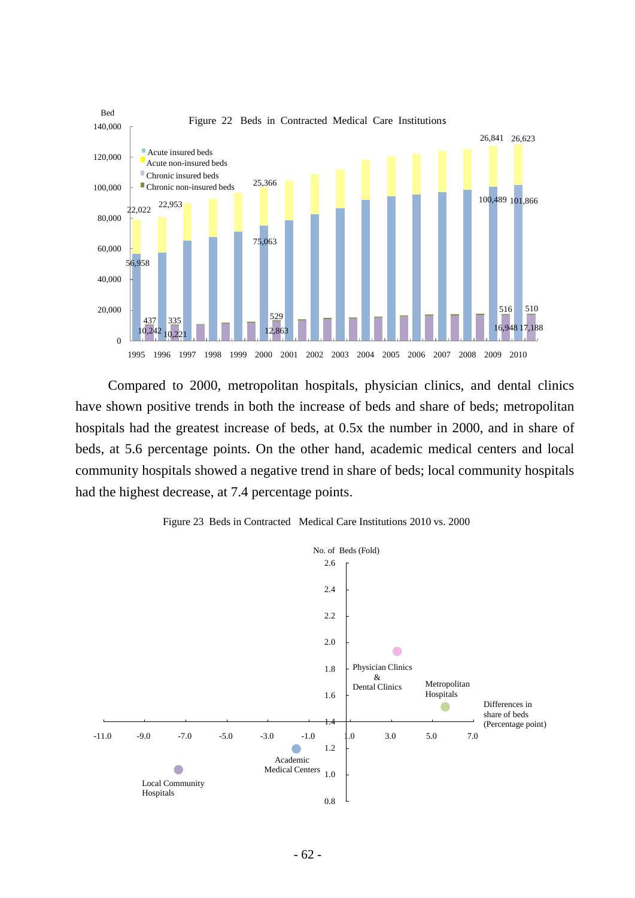Figure 22 Beds in Contracted Medical Care Institutions

Compared to 2000, metropolitan hospitals, physician clinics, and dental clinics have shown positive trends in both the increase of beds and share of beds; metropolitan hospitals had the greatest increase of beds, at 0.5x the number in 2000, and in share of beds, at 5.6 percentage points. On the other hand, academic medical centers and local community hospitals showed a negative trend in share of beds; local community hospitals had the highest decrease, at 7.4 percentage points.

Figure 23 Beds in Contracted Medical Care Institutions 2010 vs. 2000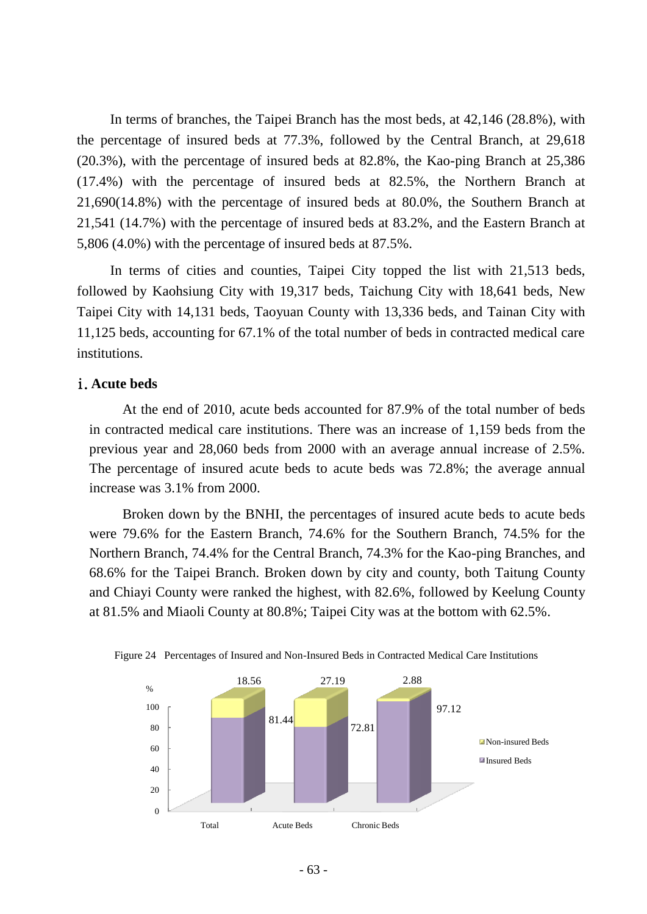In terms of branches, the Taipei Branch has the most beds, at 42,146 (28.8%), with the percentage of insured beds at 77.3%, followed by the Central Branch, at 29,618 (20.3%), with the percentage of insured beds at 82.8%, the Kao-ping Branch at 25,386 (17.4%) with the percentage of insured beds at 82.5%, the Northern Branch at 21,690(14.8%) with the percentage of insured beds at 80.0%, the Southern Branch at 21,541 (14.7%) with the percentage of insured beds at 83.2%, and the Eastern Branch at 5,806 (4.0%) with the percentage of insured beds at 87.5%.

In terms of cities and counties, Taipei City topped the list with 21,513 beds, followed by Kaohsiung City with 19,317 beds, Taichung City with 18,641 beds, New Taipei City with 14,131 beds, Taoyuan County with 13,336 beds, and Tainan City with 11,125 beds, accounting for 67.1% of the total number of beds in contracted medical care institutions.

### i. Acute beds

At the end of 2010, acute beds accounted for 87.9% of the total number of beds in contracted medical care institutions. There was an increase of 1,159 beds from the previous year and 28,060 beds from 2000 with an average annual increase of 2.5%. The percentage of insured acute beds to acute beds was 72.8%; the average annual increase was 3.1% from 2000.

Broken down by the BNHI, the percentages of insured acute beds to acute beds were 79.6% for the Eastern Branch, 74.6% for the Southern Branch, 74.5% for the Northern Branch, 74.4% for the Central Branch, 74.3% for the Kao-ping Branches, and 68.6% for the Taipei Branch. Broken down by city and county, both Taitung County and Chiayi County were ranked the highest, with 82.6%, followed by Keelung County at 81.5% and Miaoli County at 80.8%; Taipei City was at the bottom with 62.5%.

Figure 24 Percentages of Insured and Non-Insured Beds in Contracted Medical Care Institutions

| % | Total | Acute Beds | Chronic Beds |
|---|---|---|---|
| Non-insured Beds | 18.56 | 27.19 | 2.88 |
| Insured Beds | 81.44 | 72.81 | 97.12 |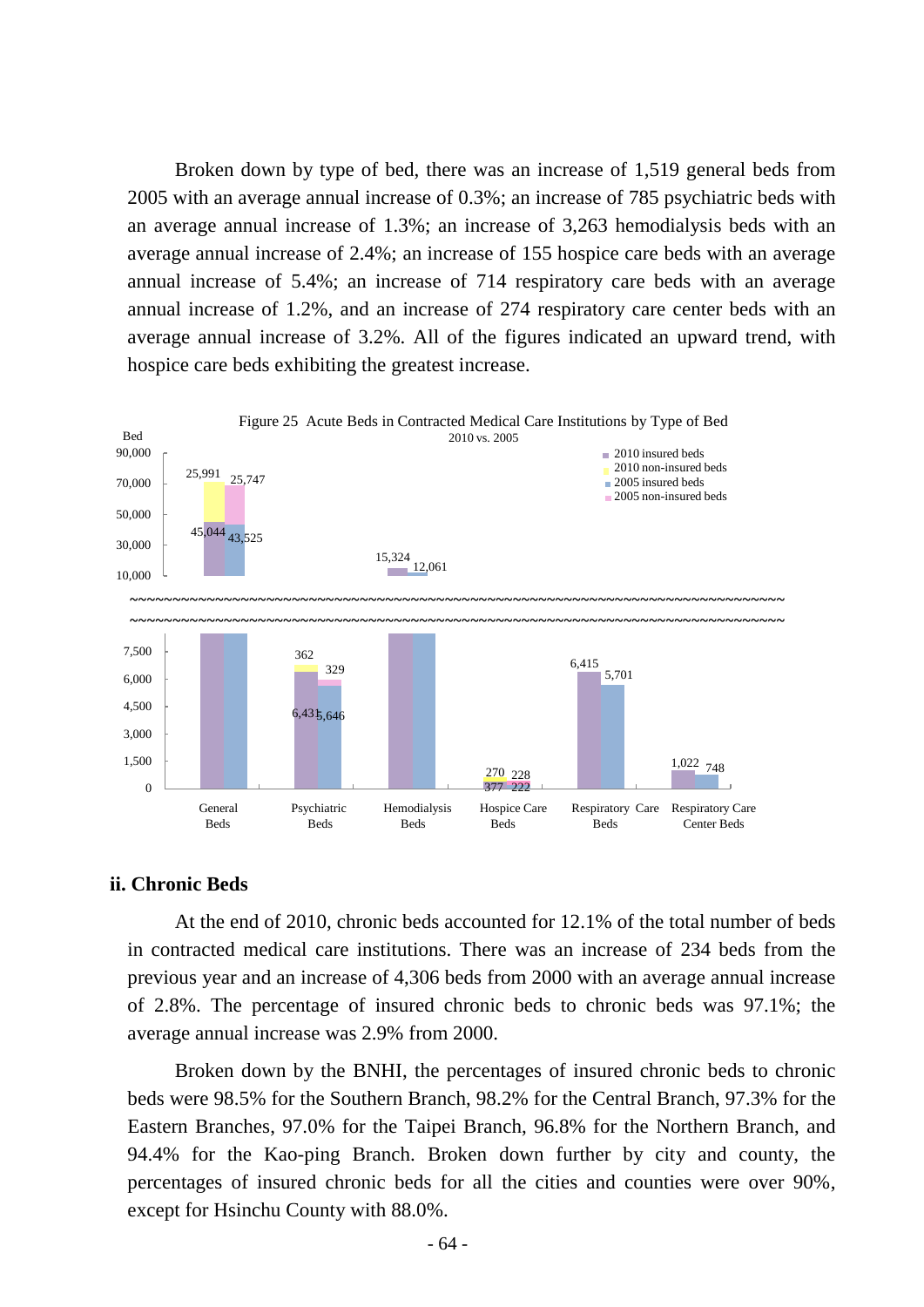Broken down by type of bed, there was an increase of 1,519 general beds from 2005 with an average annual increase of 0.3%; an increase of 785 psychiatric beds with an average annual increase of 1.3%; an increase of 3,263 hemodialysis beds with an average annual increase of 2.4%; an increase of 155 hospice care beds with an average annual increase of 5.4%; an increase of 714 respiratory care beds with an average annual increase of 1.2%, and an increase of 274 respiratory care center beds with an average annual increase of 3.2%. All of the figures indicated an upward trend, with hospice care beds exhibiting the greatest increase.

Figure 25 Acute Beds in Contracted Medical Care Institutions by Type of Bed
2010 vs. 2005

| Type of Bed | 2010 insured beds | 2010 non-insured beds | 2005 insured beds | 2005 non-insured beds |
|---|---|---|---|---|
| General Beds | 45,044 | 25,991 | 43,525 | 25,747 |
| Psychiatric Beds | 6,431 | 362 | 5,646 | 329 |
| Hemodialysis Beds | 15,324 | | 12,061 | |
| Hospice Care Beds | 377 | 270 | 222 | 228 |
| Respiratory Care Beds | 6,415 | | 5,701 | |
| Respiratory Care Center Beds | 1,022 | | 748 | |

## ii. Chronic Beds

At the end of 2010, chronic beds accounted for 12.1% of the total number of beds in contracted medical care institutions. There was an increase of 234 beds from the previous year and an increase of 4,306 beds from 2000 with an average annual increase of 2.8%. The percentage of insured chronic beds to chronic beds was 97.1%; the average annual increase was 2.9% from 2000.

Broken down by the BNHI, the percentages of insured chronic beds to chronic beds were 98.5% for the Southern Branch, 98.2% for the Central Branch, 97.3% for the Eastern Branches, 97.0% for the Taipei Branch, 96.8% for the Northern Branch, and 94.4% for the Kao-ping Branch. Broken down further by city and county, the percentages of insured chronic beds for all the cities and counties were over 90%, except for Hsinchu County with 88.0%.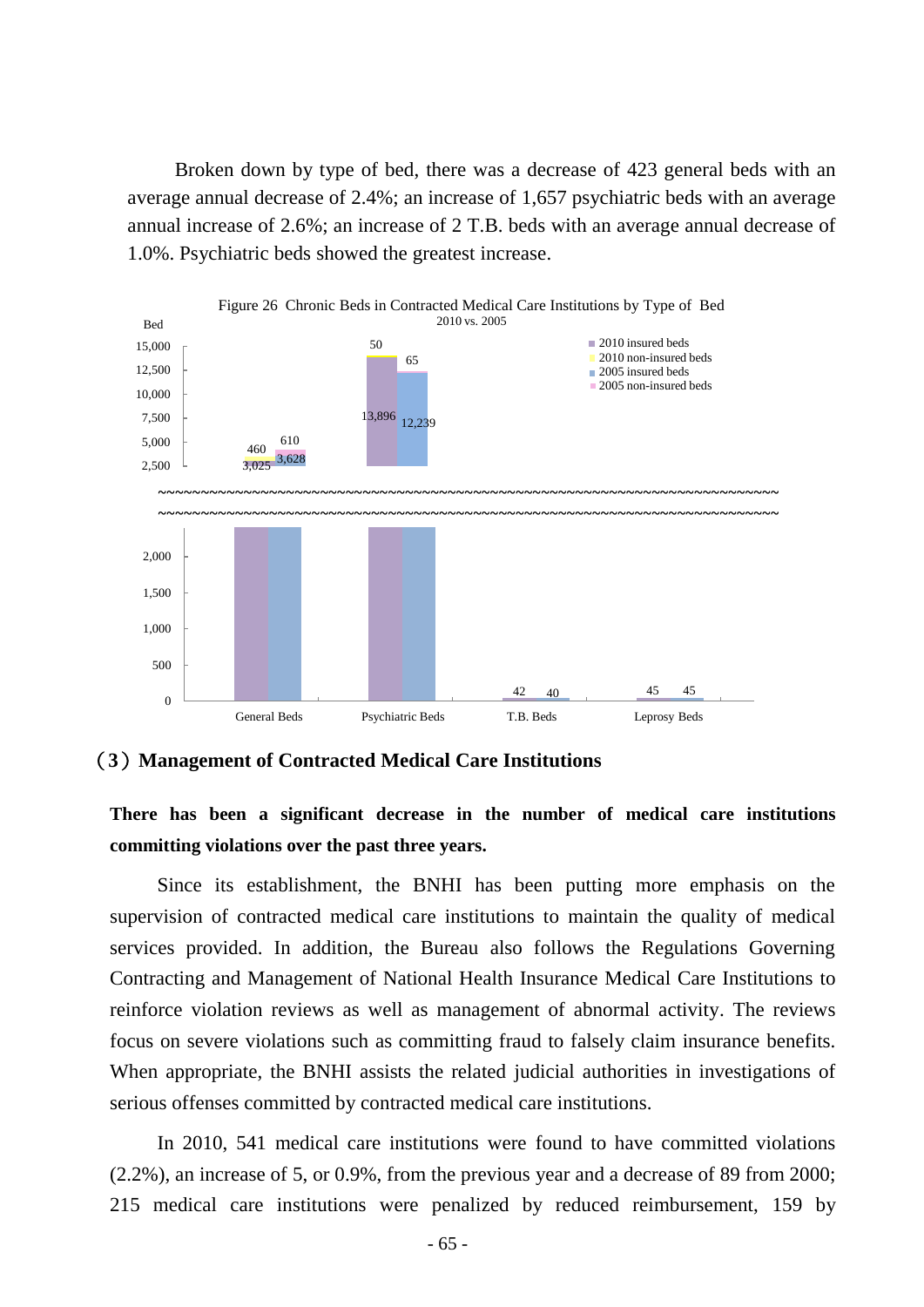Broken down by type of bed, there was a decrease of 423 general beds with an average annual decrease of 2.4%; an increase of 1,657 psychiatric beds with an average annual increase of 2.6%; an increase of 2 T.B. beds with an average annual decrease of 1.0%. Psychiatric beds showed the greatest increase.

Figure 26 Chronic Beds in Contracted Medical Care Institutions by Type of Bed
2010 vs. 2005

| Type of Bed | 2010 insured beds | 2010 non-insured beds | 2005 insured beds | 2005 non-insured beds |
|---|---|---|---|---|
| General Beds | 3,025 | 460 | 3,628 | 610 |
| Psychiatric Beds | 13,896 | 50 | 12,239 | 65 |
| T.B. Beds | 42 | | 40 | |
| Leprosy Beds | 45 | | 45 | |

## （3）Management of Contracted Medical Care Institutions

**There has been a significant decrease in the number of medical care institutions committing violations over the past three years.**

Since its establishment, the BNHI has been putting more emphasis on the supervision of contracted medical care institutions to maintain the quality of medical services provided. In addition, the Bureau also follows the Regulations Governing Contracting and Management of National Health Insurance Medical Care Institutions to reinforce violation reviews as well as management of abnormal activity. The reviews focus on severe violations such as committing fraud to falsely claim insurance benefits. When appropriate, the BNHI assists the related judicial authorities in investigations of serious offenses committed by contracted medical care institutions.

In 2010, 541 medical care institutions were found to have committed violations (2.2%), an increase of 5, or 0.9%, from the previous year and a decrease of 89 from 2000; 215 medical care institutions were penalized by reduced reimbursement, 159 by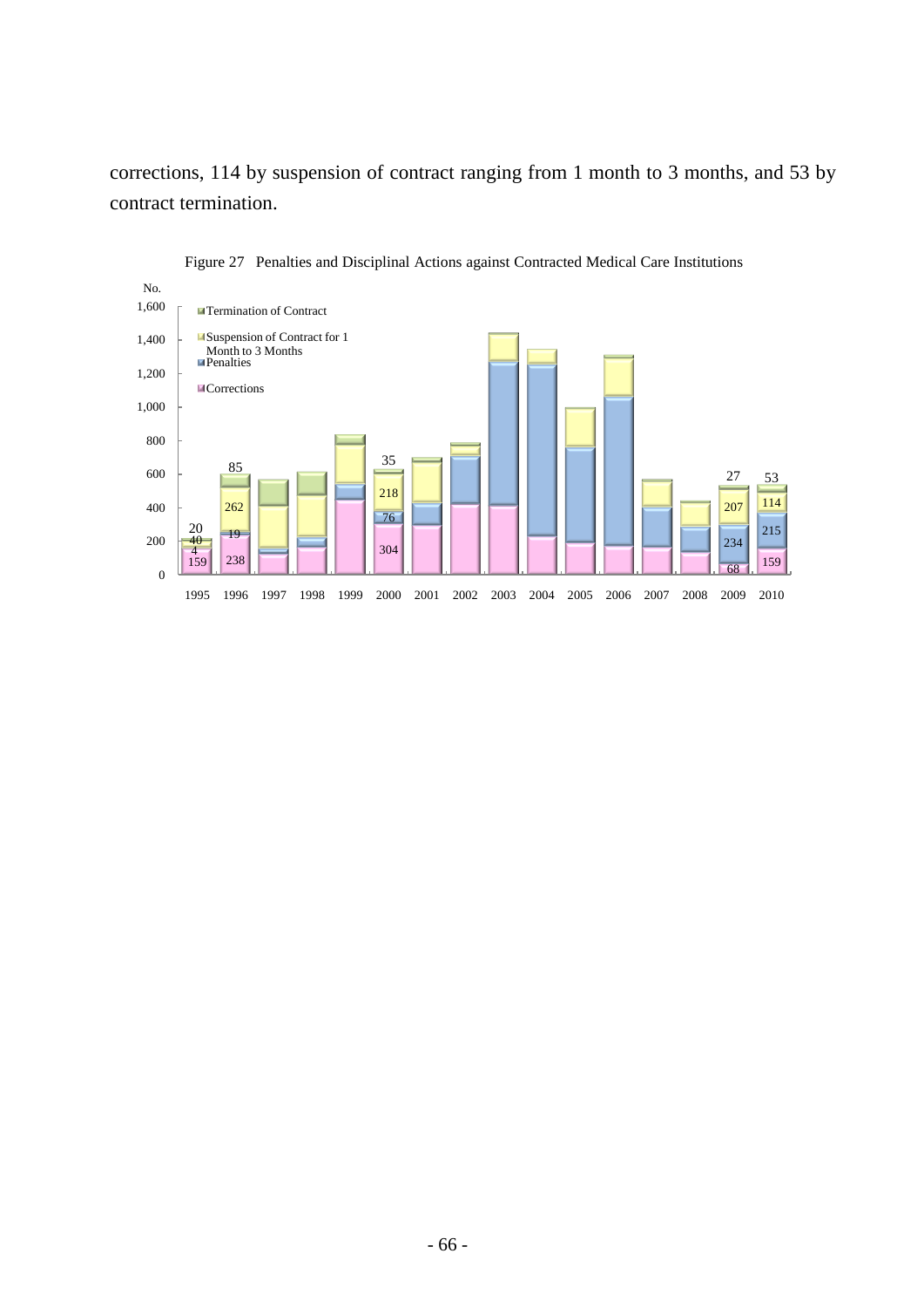corrections, 114 by suspension of contract ranging from 1 month to 3 months, and 53 by contract termination.

Figure 27 Penalties and Disciplinal Actions against Contracted Medical Care Institutions

No.

1,600
1,400
1,200
1,000
800
600
400
200
0

Termination of Contract
Suspension of Contract for 1 Month to 3 Months
Penalties
Corrections

20
40
4
159
85
262
19
238
35
218
76
304
27
207
234
68
53
114
215
159

1995 1996 1997 1998 1999 2000 2001 2002 2003 2004 2005 2006 2007 2008 2009 2010